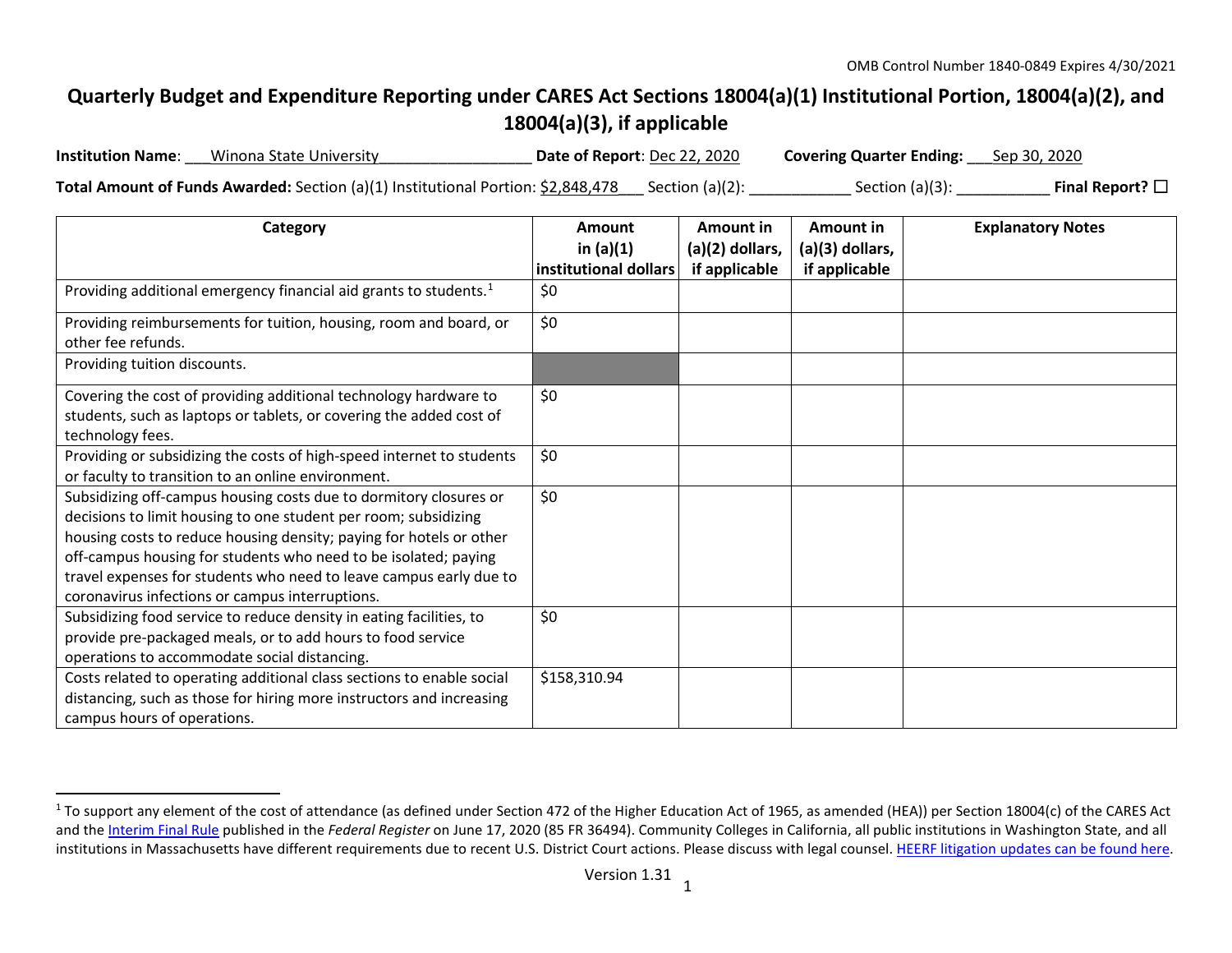OMB Control Number 1840-0849 Expires 4/30/2021

# Quarterly Budget and Expenditure Reporting under CARES Act Sections 18004(a)(1) Institutional Portion, 18004(a)(2), and 18004(a)(3), if applicable

**Institution Name**: ___Winona State University_________________ **Date of Report**: Dec 22, 2020 **Covering Quarter Ending:** ___Sep 30, 2020

**Total Amount of Funds Awarded:** Section (a)(1) Institutional Portion: $2,848,478___ Section (a)(2): ____________ Section (a)(3): ___________ **Final Report?** ☐

| Category | Amount in (a)(1) institutional dollars | Amount in (a)(2) dollars, if applicable | Amount in (a)(3) dollars, if applicable | Explanatory Notes |
|---|---|---|---|---|
| Providing additional emergency financial aid grants to students.[1] | $0 | | | |
| Providing reimbursements for tuition, housing, room and board, or other fee refunds. | $0 | | | |
| Providing tuition discounts. | | | | |
| Covering the cost of providing additional technology hardware to students, such as laptops or tablets, or covering the added cost of technology fees. | $0 | | | |
| Providing or subsidizing the costs of high-speed internet to students or faculty to transition to an online environment. | $0 | | | |
| Subsidizing off-campus housing costs due to dormitory closures or decisions to limit housing to one student per room; subsidizing housing costs to reduce housing density; paying for hotels or other off-campus housing for students who need to be isolated; paying travel expenses for students who need to leave campus early due to coronavirus infections or campus interruptions. | $0 | | | |
| Subsidizing food service to reduce density in eating facilities, to provide pre-packaged meals, or to add hours to food service operations to accommodate social distancing. | $0 | | | |
| Costs related to operating additional class sections to enable social distancing, such as those for hiring more instructors and increasing campus hours of operations. | $158,310.94 | | | |

[1] To support any element of the cost of attendance (as defined under Section 472 of the Higher Education Act of 1965, as amended (HEA)) per Section 18004(c) of the CARES Act and the Interim Final Rule published in the *Federal Register* on June 17, 2020 (85 FR 36494). Community Colleges in California, all public institutions in Washington State, and all institutions in Massachusetts have different requirements due to recent U.S. District Court actions. Please discuss with legal counsel. HEERF litigation updates can be found here.

Version 1.31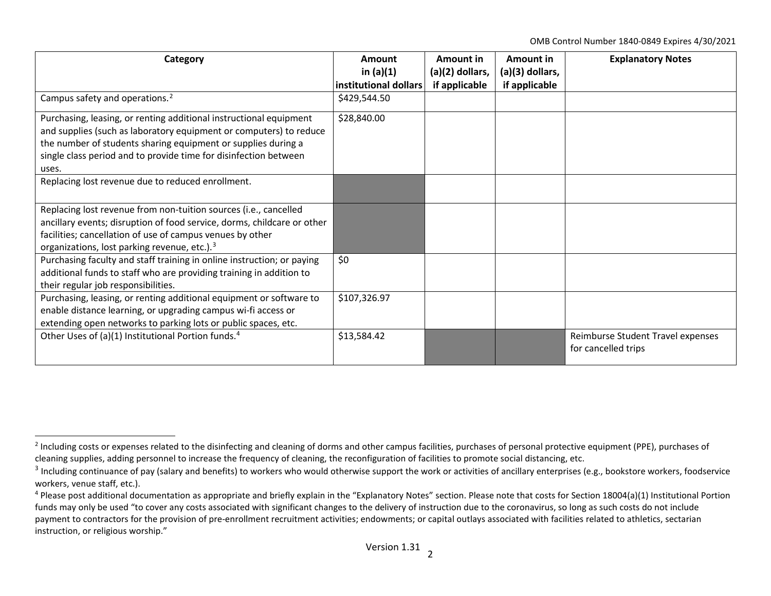| Category | Amount in (a)(1) institutional dollars | Amount in (a)(2) dollars, if applicable | Amount in (a)(3) dollars, if applicable | Explanatory Notes |
|---|---|---|---|---|
| Campus safety and operations.[2] | $429,544.50 | | | |
| Purchasing, leasing, or renting additional instructional equipment and supplies (such as laboratory equipment or computers) to reduce the number of students sharing equipment or supplies during a single class period and to provide time for disinfection between uses. | $28,840.00 | | | |
| Replacing lost revenue due to reduced enrollment. | | | | |
| Replacing lost revenue from non-tuition sources (i.e., cancelled ancillary events; disruption of food service, dorms, childcare or other facilities; cancellation of use of campus venues by other organizations, lost parking revenue, etc.).[3] | | | | |
| Purchasing faculty and staff training in online instruction; or paying additional funds to staff who are providing training in addition to their regular job responsibilities. | $0 | | | |
| Purchasing, leasing, or renting additional equipment or software to enable distance learning, or upgrading campus wi-fi access or extending open networks to parking lots or public spaces, etc. | $107,326.97 | | | |
| Other Uses of (a)(1) Institutional Portion funds.[4] | $13,584.42 | | | Reimburse Student Travel expenses for cancelled trips |

[2] Including costs or expenses related to the disinfecting and cleaning of dorms and other campus facilities, purchases of personal protective equipment (PPE), purchases of cleaning supplies, adding personnel to increase the frequency of cleaning, the reconfiguration of facilities to promote social distancing, etc.

[3] Including continuance of pay (salary and benefits) to workers who would otherwise support the work or activities of ancillary enterprises (e.g., bookstore workers, foodservice workers, venue staff, etc.).

[4] Please post additional documentation as appropriate and briefly explain in the "Explanatory Notes" section. Please note that costs for Section 18004(a)(1) Institutional Portion funds may only be used "to cover any costs associated with significant changes to the delivery of instruction due to the coronavirus, so long as such costs do not include payment to contractors for the provision of pre-enrollment recruitment activities; endowments; or capital outlays associated with facilities related to athletics, sectarian instruction, or religious worship."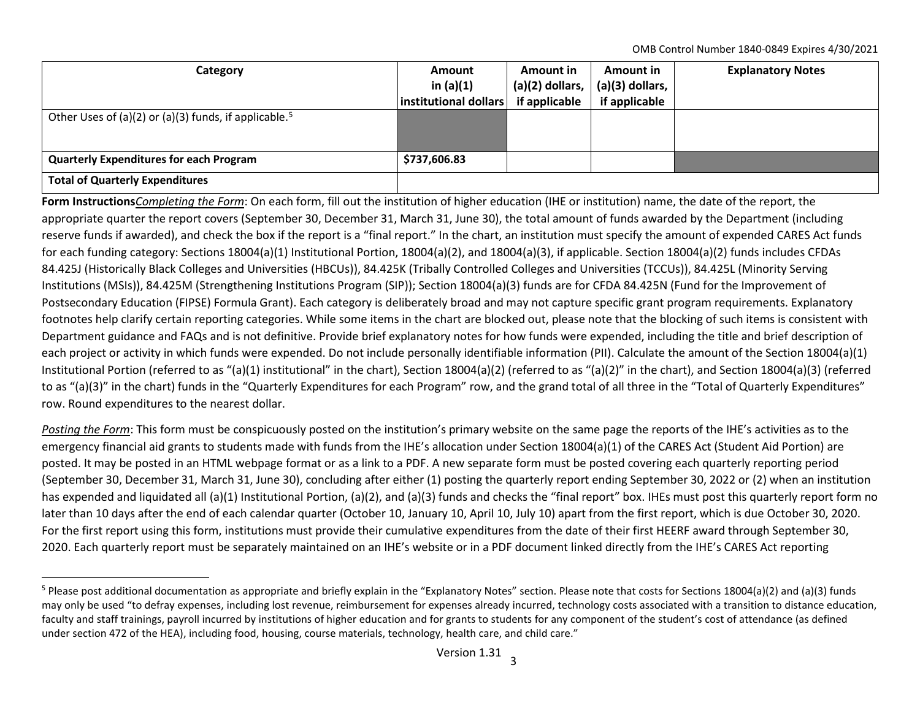| Category | Amount in (a)(1) institutional dollars | Amount in (a)(2) dollars, if applicable | Amount in (a)(3) dollars, if applicable | Explanatory Notes |
| --- | --- | --- | --- | --- |
| Other Uses of (a)(2) or (a)(3) funds, if applicable.[5] | | | | |
| **Quarterly Expenditures for each Program** | **$737,606.83** | | | |
| **Total of Quarterly Expenditures** | | | | |

**Form Instructions***Completing the Form*: On each form, fill out the institution of higher education (IHE or institution) name, the date of the report, the appropriate quarter the report covers (September 30, December 31, March 31, June 30), the total amount of funds awarded by the Department (including reserve funds if awarded), and check the box if the report is a "final report." In the chart, an institution must specify the amount of expended CARES Act funds for each funding category: Sections 18004(a)(1) Institutional Portion, 18004(a)(2), and 18004(a)(3), if applicable. Section 18004(a)(2) funds includes CFDAs 84.425J (Historically Black Colleges and Universities (HBCUs)), 84.425K (Tribally Controlled Colleges and Universities (TCCUs)), 84.425L (Minority Serving Institutions (MSIs)), 84.425M (Strengthening Institutions Program (SIP)); Section 18004(a)(3) funds are for CFDA 84.425N (Fund for the Improvement of Postsecondary Education (FIPSE) Formula Grant). Each category is deliberately broad and may not capture specific grant program requirements. Explanatory footnotes help clarify certain reporting categories. While some items in the chart are blocked out, please note that the blocking of such items is consistent with Department guidance and FAQs and is not definitive. Provide brief explanatory notes for how funds were expended, including the title and brief description of each project or activity in which funds were expended. Do not include personally identifiable information (PII). Calculate the amount of the Section 18004(a)(1) Institutional Portion (referred to as "(a)(1) institutional" in the chart), Section 18004(a)(2) (referred to as "(a)(2)" in the chart), and Section 18004(a)(3) (referred to as "(a)(3)" in the chart) funds in the "Quarterly Expenditures for each Program" row, and the grand total of all three in the "Total of Quarterly Expenditures" row. Round expenditures to the nearest dollar.

*Posting the Form*: This form must be conspicuously posted on the institution's primary website on the same page the reports of the IHE's activities as to the emergency financial aid grants to students made with funds from the IHE's allocation under Section 18004(a)(1) of the CARES Act (Student Aid Portion) are posted. It may be posted in an HTML webpage format or as a link to a PDF. A new separate form must be posted covering each quarterly reporting period (September 30, December 31, March 31, June 30), concluding after either (1) posting the quarterly report ending September 30, 2022 or (2) when an institution has expended and liquidated all (a)(1) Institutional Portion, (a)(2), and (a)(3) funds and checks the "final report" box. IHEs must post this quarterly report form no later than 10 days after the end of each calendar quarter (October 10, January 10, April 10, July 10) apart from the first report, which is due October 30, 2020. For the first report using this form, institutions must provide their cumulative expenditures from the date of their first HEERF award through September 30, 2020. Each quarterly report must be separately maintained on an IHE's website or in a PDF document linked directly from the IHE's CARES Act reporting

[5] Please post additional documentation as appropriate and briefly explain in the "Explanatory Notes" section. Please note that costs for Sections 18004(a)(2) and (a)(3) funds may only be used "to defray expenses, including lost revenue, reimbursement for expenses already incurred, technology costs associated with a transition to distance education, faculty and staff trainings, payroll incurred by institutions of higher education and for grants to students for any component of the student's cost of attendance (as defined under section 472 of the HEA), including food, housing, course materials, technology, health care, and child care."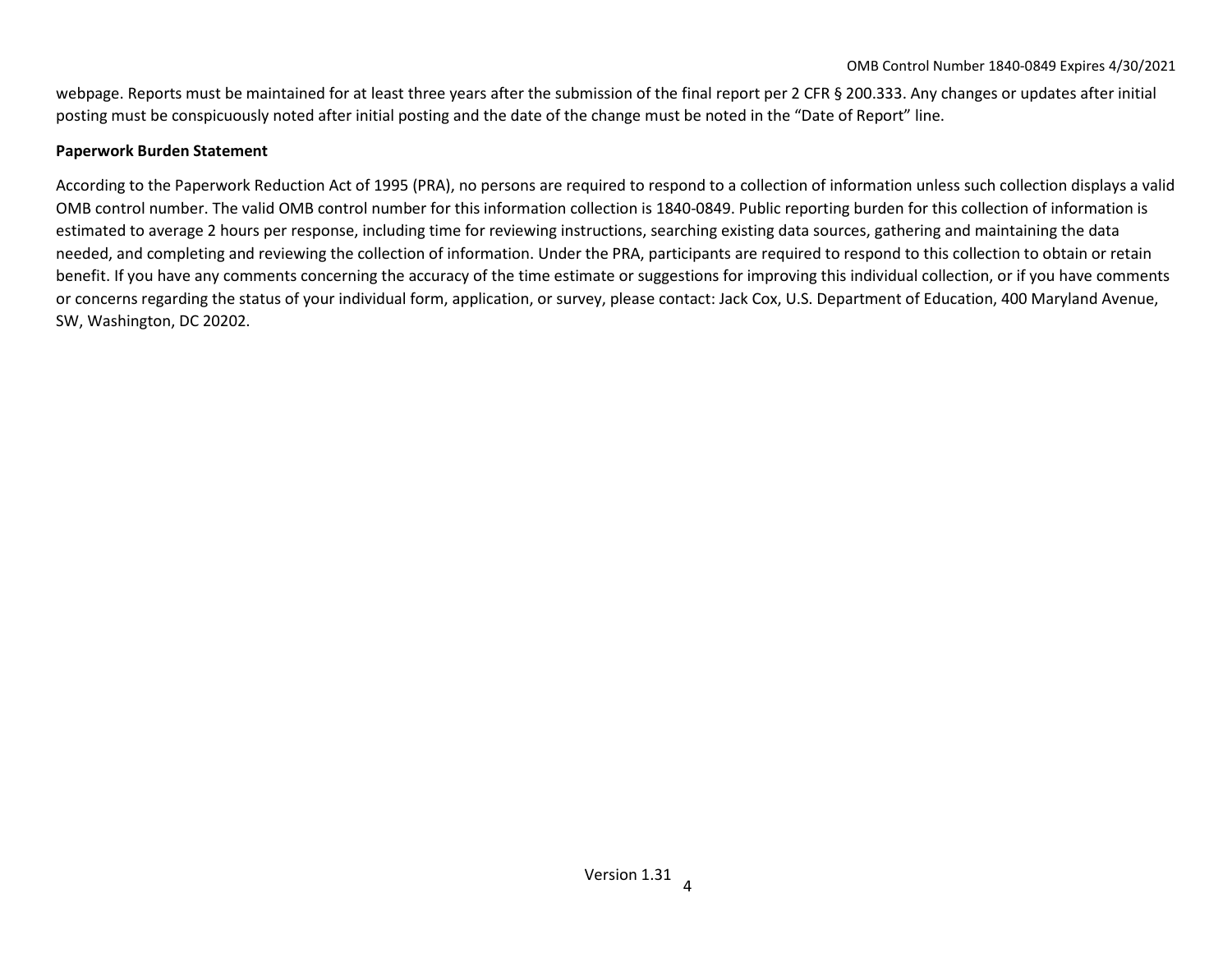webpage. Reports must be maintained for at least three years after the submission of the final report per 2 CFR § 200.333. Any changes or updates after initial posting must be conspicuously noted after initial posting and the date of the change must be noted in the “Date of Report” line.

**Paperwork Burden Statement**

According to the Paperwork Reduction Act of 1995 (PRA), no persons are required to respond to a collection of information unless such collection displays a valid OMB control number. The valid OMB control number for this information collection is 1840-0849. Public reporting burden for this collection of information is estimated to average 2 hours per response, including time for reviewing instructions, searching existing data sources, gathering and maintaining the data needed, and completing and reviewing the collection of information. Under the PRA, participants are required to respond to this collection to obtain or retain benefit. If you have any comments concerning the accuracy of the time estimate or suggestions for improving this individual collection, or if you have comments or concerns regarding the status of your individual form, application, or survey, please contact: Jack Cox, U.S. Department of Education, 400 Maryland Avenue, SW, Washington, DC 20202.